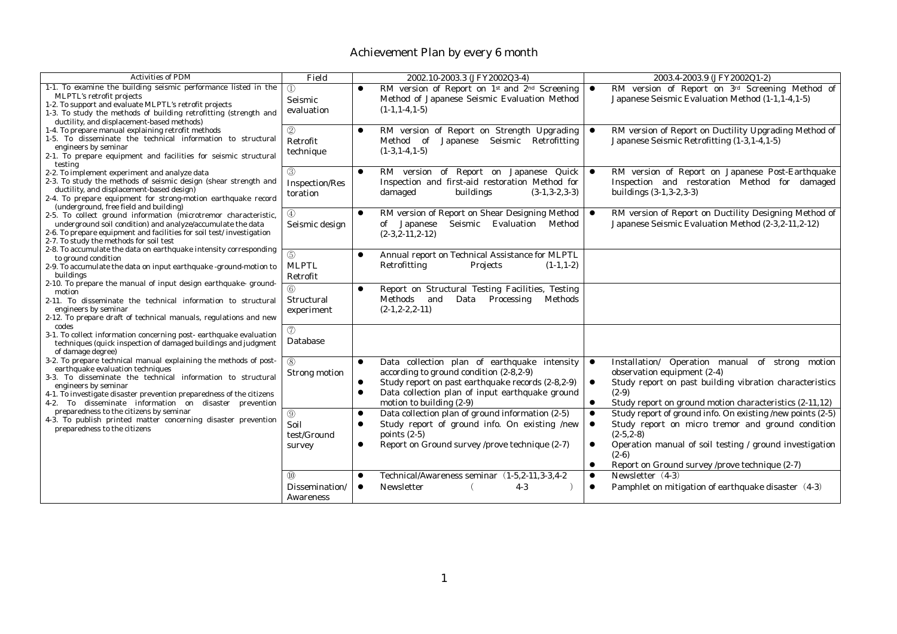# Achievement Plan by every 6 month

| Activities of PDM | Field | 2002.10-2003.3 (JFY2002Q3-4) | 2003.4-2003.9 (JFY2002Q1-2) |
|---|---|---|---|
| 1-1. To examine the building seismic performance listed in the MLPTL's retrofit projects<br>1-2. To support and evaluate MLPTL's retrofit projects<br>1-3. To study the methods of building retrofitting (strength and ductility, and displacement-based methods)<br>1-4. To prepare manual explaining retrofit methods<br>1-5. To disseminate the technical information to structural engineers by seminar<br>2-1. To prepare equipment and facilities for seismic structural testing<br>2-2. To implement experiment and analyze data<br>2-3. To study the methods of seismic design (shear strength and ductility, and displacement-based design)<br>2-4. To prepare equipment for strong-motion earthquake record (underground, free field and building)<br>2-5. To collect ground information (microtremor characteristic, underground soil condition) and analyze/accumulate the data<br>2-6. To prepare equipment and facilities for soil test/investigation<br>2-7. To study the methods for soil test<br>2-8. To accumulate the data on earthquake intensity corresponding to ground condition<br>2-9. To accumulate the data on input earthquake-ground-motion to buildings<br>2-10. To prepare the manual of input design earthquake- ground-motion<br>2-11. To disseminate the technical information to structural engineers by seminar<br>2-12. To prepare draft of technical manuals, regulations and new codes<br>3-1. To collect information concerning post- earthquake evaluation techniques (quick inspection of damaged buildings and judgment of damage degree)<br>3-2. To prepare technical manual explaining the methods of post-earthquake evaluation techniques<br>3-3. To disseminate the technical information to structural engineers by seminar<br>4-1. To investigate disaster prevention preparedness of the citizens<br>4-2. To disseminate information on disaster prevention preparedness to the citizens by seminar<br>4-3. To publish printed matter concerning disaster prevention preparedness to the citizens | ① Seismic evaluation | ● RM version of Report on 1st and 2nd Screening Method of Japanese Seismic Evaluation Method (1-1,1-4,1-5) | ● RM version of Report on 3rd Screening Method of Japanese Seismic Evaluation Method (1-1,1-4,1-5) |
| | ② Retrofit technique | ● RM version of Report on Strength Upgrading Method of Japanese Seismic Retrofitting (1-3,1-4,1-5) | ● RM version of Report on Ductility Upgrading Method of Japanese Seismic Retrofitting (1-3,1-4,1-5) |
| | ③ Inspection/Restoration | ● RM version of Report on Japanese Quick Inspection and first-aid restoration Method for damaged buildings (3-1,3-2,3-3) | ● RM version of Report on Japanese Post-Earthquake Inspection and restoration Method for damaged buildings (3-1,3-2,3-3) |
| | ④ Seismic design | ● RM version of Report on Shear Designing Method of Japanese Seismic Evaluation Method (2-3,2-11,2-12) | ● RM version of Report on Ductility Designing Method of Japanese Seismic Evaluation Method (2-3,2-11,2-12) |
| | ⑤ MLPTL Retrofit | ● Annual report on Technical Assistance for MLPTL Retrofitting Projects (1-1,1-2) | |
| | ⑥ Structural experiment | ● Report on Structural Testing Facilities, Testing Methods and Data Processing Methods (2-1,2-2,2-11) | |
| | ⑦ Database | | |
| | ⑧ Strong motion | ● Data collection plan of earthquake intensity according to ground condition (2-8,2-9)<br>● Study report on past earthquake records (2-8,2-9)<br>● Data collection plan of input earthquake ground motion to building (2-9) | ● Installation/ Operation manual of strong motion observation equipment (2-4)<br>● Study report on past building vibration characteristics (2-9)<br>● Study report on ground motion characteristics (2-11,12) |
| | ⑨ Soil test/Ground survey | ● Data collection plan of ground information (2-5)<br>● Study report of ground info. On existing /new points (2-5)<br>● Report on Ground survey /prove technique (2-7) | ● Study report of ground info. On existing /new points (2-5)<br>● Study report on micro tremor and ground condition (2-5,2-8)<br>● Operation manual of soil testing / ground investigation (2-6)<br>● Report on Ground survey /prove technique (2-7) |
| | ⑩ Dissemination/ Awareness | ● Technical/Awareness seminar（1-5,2-11,3-3,4-2<br>● Newsletter （ 4-3 ） | ● Newsletter（4-3）<br>● Pamphlet on mitigation of earthquake disaster（4-3） |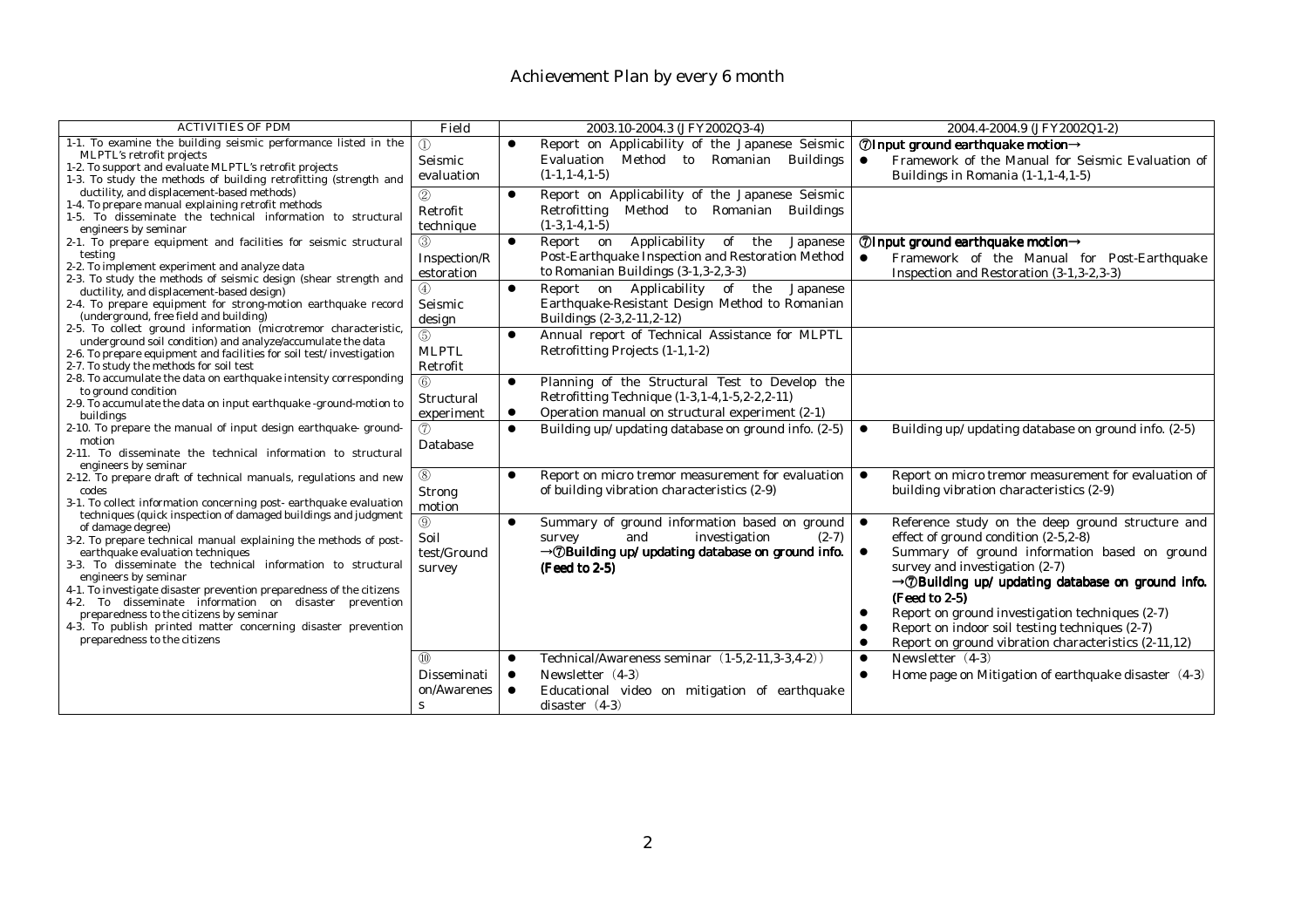# Achievement Plan by every 6 month

| ACTIVITIES OF PDM | Field | 2003.10-2004.3 (JFY2002Q3-4) | 2004.4-2004.9 (JFY2002Q1-2) |
|---|---|---|---|
| 1-1. To examine the building seismic performance listed in the MLPTL's retrofit projects<br>1-2. To support and evaluate MLPTL's retrofit projects<br>1-3. To study the methods of building retrofitting (strength and ductility, and displacement-based methods)<br>1-4. To prepare manual explaining retrofit methods<br>1-5. To disseminate the technical information to structural engineers by seminar<br>2-1. To prepare equipment and facilities for seismic structural testing<br>2-2. To implement experiment and analyze data<br>2-3. To study the methods of seismic design (shear strength and ductility, and displacement-based design)<br>2-4. To prepare equipment for strong-motion earthquake record (underground, free field and building)<br>2-5. To collect ground information (microtremor characteristic, underground soil condition) and analyze/accumulate the data<br>2-6. To prepare equipment and facilities for soil test/investigation<br>2-7. To study the methods for soil test<br>2-8. To accumulate the data on earthquake intensity corresponding to ground condition<br>2-9. To accumulate the data on input earthquake -ground-motion to buildings<br>2-10. To prepare the manual of input design earthquake- ground-motion<br>2-11. To disseminate the technical information to structural engineers by seminar<br>2-12. To prepare draft of technical manuals, regulations and new codes<br>3-1. To collect information concerning post- earthquake evaluation techniques (quick inspection of damaged buildings and judgment of damage degree)<br>3-2. To prepare technical manual explaining the methods of post-earthquake evaluation techniques<br>3-3. To disseminate the technical information to structural engineers by seminar<br>4-1. To investigate disaster prevention preparedness of the citizens<br>4-2. To disseminate information on disaster prevention preparedness to the citizens by seminar<br>4-3. To publish printed matter concerning disaster prevention preparedness to the citizens | ① Seismic evaluation | ● Report on Applicability of the Japanese Seismic Evaluation Method to Romanian Buildings (1-1,1-4,1-5) | **⑦Input ground earthquake motion→**<br>● Framework of the Manual for Seismic Evaluation of Buildings in Romania (1-1,1-4,1-5) |
| | ② Retrofit technique | ● Report on Applicability of the Japanese Seismic Retrofitting Method to Romanian Buildings (1-3,1-4,1-5) | |
| | ③ Inspection/Restoration | ● Report on Applicability of the Japanese Post-Earthquake Inspection and Restoration Method to Romanian Buildings (3-1,3-2,3-3) | **⑦Input ground earthquake motion→**<br>● Framework of the Manual for Post-Earthquake Inspection and Restoration (3-1,3-2,3-3) |
| | ④ Seismic design | ● Report on Applicability of the Japanese Earthquake-Resistant Design Method to Romanian Buildings (2-3,2-11,2-12) | |
| | ⑤ MLPTL Retrofit | ● Annual report of Technical Assistance for MLPTL Retrofitting Projects (1-1,1-2) | |
| | ⑥ Structural experiment | ● Planning of the Structural Test to Develop the Retrofitting Technique (1-3,1-4,1-5,2-2,2-11)<br>● Operation manual on structural experiment (2-1) | |
| | ⑦ Database | ● Building up/updating database on ground info. (2-5) | ● Building up/updating database on ground info. (2-5) |
| | ⑧ Strong motion | ● Report on micro tremor measurement for evaluation of building vibration characteristics (2-9) | ● Report on micro tremor measurement for evaluation of building vibration characteristics (2-9) |
| | ⑨ Soil test/Ground survey | ● Summary of ground information based on ground survey and investigation (2-7)<br>**→⑦Building up/updating database on ground info. (Feed to 2-5)** | ● Reference study on the deep ground structure and effect of ground condition (2-5,2-8)<br>● Summary of ground information based on ground survey and investigation (2-7)<br>**→⑦Building up/ updating database on ground info. (Feed to 2-5)**<br>● Report on ground investigation techniques (2-7)<br>● Report on indoor soil testing techniques (2-7)<br>● Report on ground vibration characteristics (2-11,12) |
| | ⑩ Dissemination/Awareness | ● Technical/Awareness seminar (1-5,2-11,3-3,4-2))<br>● Newsletter (4-3)<br>● Educational video on mitigation of earthquake disaster (4-3) | ● Newsletter (4-3)<br>● Home page on Mitigation of earthquake disaster (4-3) |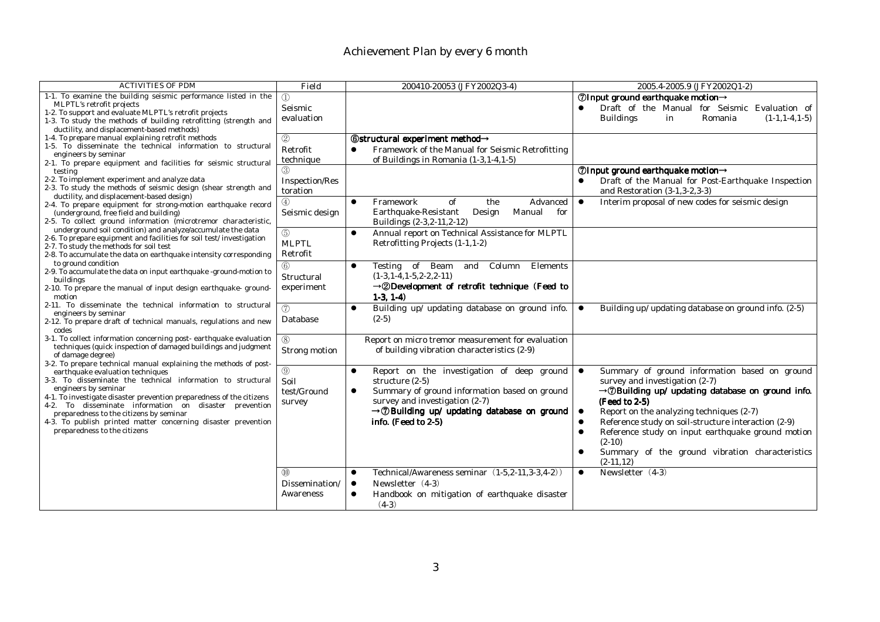# Achievement Plan by every 6 month

| ACTIVITIES OF PDM | Field | 200410-20053 (JFY2002Q3-4) | 2005.4-2005.9 (JFY2002Q1-2) |
|---|---|---|---|
| 1-1. To examine the building seismic performance listed in the MLPTL's retrofit projects<br>1-2. To support and evaluate MLPTL's retrofit projects<br>1-3. To study the methods of building retrofitting (strength and ductility, and displacement-based methods)<br>1-4. To prepare manual explaining retrofit methods<br>1-5. To disseminate the technical information to structural engineers by seminar<br>2-1. To prepare equipment and facilities for seismic structural testing<br>2-2. To implement experiment and analyze data<br>2-3. To study the methods of seismic design (shear strength and ductility, and displacement-based design)<br>2-4. To prepare equipment for strong-motion earthquake record (underground, free field and building)<br>2-5. To collect ground information (microtremor characteristic, underground soil condition) and analyze/accumulate the data<br>2-6. To prepare equipment and facilities for soil test/investigation<br>2-7. To study the methods for soil test<br>2-8. To accumulate the data on earthquake intensity corresponding to ground condition<br>2-9. To accumulate the data on input earthquake -ground-motion to buildings<br>2-10. To prepare the manual of input design earthquake- ground-motion<br>2-11. To disseminate the technical information to structural engineers by seminar<br>2-12. To prepare draft of technical manuals, regulations and new codes<br>3-1. To collect information concerning post- earthquake evaluation techniques (quick inspection of damaged buildings and judgment of damage degree)<br>3-2. To prepare technical manual explaining the methods of post-earthquake evaluation techniques<br>3-3. To disseminate the technical information to structural engineers by seminar<br>4-1. To investigate disaster prevention preparedness of the citizens<br>4-2. To disseminate information on disaster prevention preparedness to the citizens by seminar<br>4-3. To publish printed matter concerning disaster prevention preparedness to the citizens | ① Seismic evaluation | | **⑦Input ground earthquake motion→**<br>● Draft of the Manual for Seismic Evaluation of Buildings in Romania (1-1,1-4,1-5) |
| | ② Retrofit technique | **⑥structural experiment method→**<br>● Framework of the Manual for Seismic Retrofitting of Buildings in Romania (1-3,1-4,1-5) | |
| | ③ Inspection/Restoration | | **⑦Input ground earthquake motion→**<br>● Draft of the Manual for Post-Earthquake Inspection and Restoration (3-1,3-2,3-3) |
| | ④ Seismic design | ● Framework of the Advanced Earthquake-Resistant Design Manual for Buildings (2-3,2-11,2-12) | ● Interim proposal of new codes for seismic design |
| | ⑤ MLPTL Retrofit | ● Annual report on Technical Assistance for MLPTL Retrofitting Projects (1-1,1-2) | |
| | ⑥ Structural experiment | ● Testing of Beam and Column Elements (1-3,1-4,1-5,2-2,2-11)<br>**→②Development of retrofit technique (Feed to 1-3, 1-4)** | |
| | ⑦ Database | ● Building up/ updating database on ground info. (2-5) | ● Building up/ updating database on ground info. (2-5) |
| | ⑧ Strong motion | Report on micro tremor measurement for evaluation of building vibration characteristics (2-9) | |
| | ⑨ Soil test/Ground survey | ● Report on the investigation of deep ground structure (2-5)<br>● Summary of ground information based on ground survey and investigation (2-7)<br>**→⑦Building up/ updating database on ground info. (Feed to 2-5)** | ● Summary of ground information based on ground survey and investigation (2-7)<br>**→⑦Building up/ updating database on ground info. (Feed to 2-5)**<br>● Report on the analyzing techniques (2-7)<br>● Reference study on soil-structure interaction (2-9)<br>● Reference study on input earthquake ground motion (2-10)<br>● Summary of the ground vibration characteristics (2-11,12) |
| | ⑩ Dissemination/ Awareness | ● Technical/Awareness seminar (1-5,2-11,3-3,4-2))<br>● Newsletter (4-3)<br>● Handbook on mitigation of earthquake disaster (4-3) | ● Newsletter (4-3) |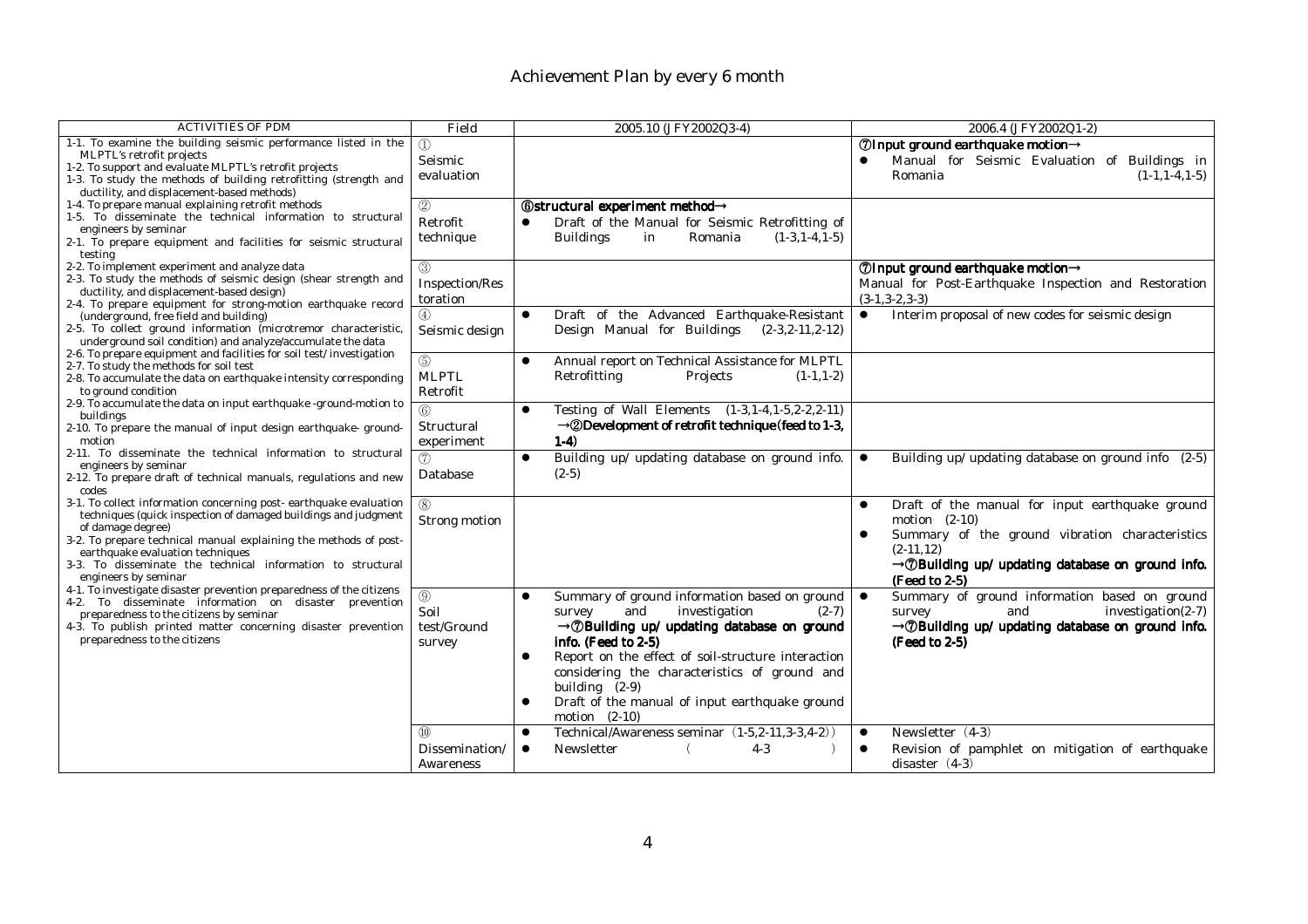# Achievement Plan by every 6 month

| ACTIVITIES OF PDM | Field | 2005.10 (JFY2002Q3-4) | 2006.4 (JFY2002Q1-2) |
|---|---|---|---|
| 1-1. To examine the building seismic performance listed in the MLPTL's retrofit projects<br>1-2. To support and evaluate MLPTL's retrofit projects<br>1-3. To study the methods of building retrofitting (strength and ductility, and displacement-based methods)<br>1-4. To prepare manual explaining retrofit methods<br>1-5. To disseminate the technical information to structural engineers by seminar<br>2-1. To prepare equipment and facilities for seismic structural testing<br>2-2. To implement experiment and analyze data<br>2-3. To study the methods of seismic design (shear strength and ductility, and displacement-based design)<br>2-4. To prepare equipment for strong-motion earthquake record (underground, free field and building)<br>2-5. To collect ground information (microtremor characteristic, underground soil condition) and analyze/accumulate the data<br>2-6. To prepare equipment and facilities for soil test/investigation<br>2-7. To study the methods for soil test<br>2-8. To accumulate the data on earthquake intensity corresponding to ground condition<br>2-9. To accumulate the data on input earthquake -ground-motion to buildings<br>2-10. To prepare the manual of input design earthquake- ground-motion<br>2-11. To disseminate the technical information to structural engineers by seminar<br>2-12. To prepare draft of technical manuals, regulations and new codes<br>3-1. To collect information concerning post- earthquake evaluation techniques (quick inspection of damaged buildings and judgment of damage degree)<br>3-2. To prepare technical manual explaining the methods of post-earthquake evaluation techniques<br>3-3. To disseminate the technical information to structural engineers by seminar<br>4-1. To investigate disaster prevention preparedness of the citizens<br>4-2. To disseminate information on disaster prevention preparedness to the citizens by seminar<br>4-3. To publish printed matter concerning disaster prevention preparedness to the citizens | ①<br>Seismic evaluation | | **⑦Input ground earthquake motion→**<br>● Manual for Seismic Evaluation of Buildings in Romania (1-1,1-4,1-5) |
| | ②<br>Retrofit technique | **⑥structural experiment method→**<br>● Draft of the Manual for Seismic Retrofitting of Buildings in Romania (1-3,1-4,1-5) | |
| | ③<br>Inspection/Restoration | | **⑦Input ground earthquake motion→**<br>Manual for Post-Earthquake Inspection and Restoration (3-1,3-2,3-3) |
| | ④<br>Seismic design | ● Draft of the Advanced Earthquake-Resistant Design Manual for Buildings (2-3,2-11,2-12) | ● Interim proposal of new codes for seismic design |
| | ⑤<br>MLPTL Retrofit | ● Annual report on Technical Assistance for MLPTL Retrofitting Projects (1-1,1-2) | |
| | ⑥<br>Structural experiment | ● Testing of Wall Elements (1-3,1-4,1-5,2-2,2-11)<br>**→②Development of retrofit technique(feed to 1-3, 1-4)** | |
| | ⑦<br>Database | ● Building up/ updating database on ground info. (2-5) | ● Building up/ updating database on ground info (2-5) |
| | ⑧<br>Strong motion | | ● Draft of the manual for input earthquake ground motion (2-10)<br>● Summary of the ground vibration characteristics (2-11,12)<br>**→⑦Building up/ updating database on ground info. (Feed to 2-5)** |
| | ⑨<br>Soil test/Ground survey | ● Summary of ground information based on ground survey and investigation (2-7)<br>**→⑦Building up/ updating database on ground info. (Feed to 2-5)**<br>● Report on the effect of soil-structure interaction considering the characteristics of ground and building (2-9)<br>● Draft of the manual of input earthquake ground motion (2-10) | ● Summary of ground information based on ground survey and investigation(2-7)<br>**→⑦Building up/ updating database on ground info. (Feed to 2-5)** |
| | ⑩<br>Dissemination/ Awareness | ● Technical/Awareness seminar (1-5,2-11,3-3,4-2))<br>● Newsletter ( 4-3 ) | ● Newsletter (4-3)<br>● Revision of pamphlet on mitigation of earthquake disaster (4-3) |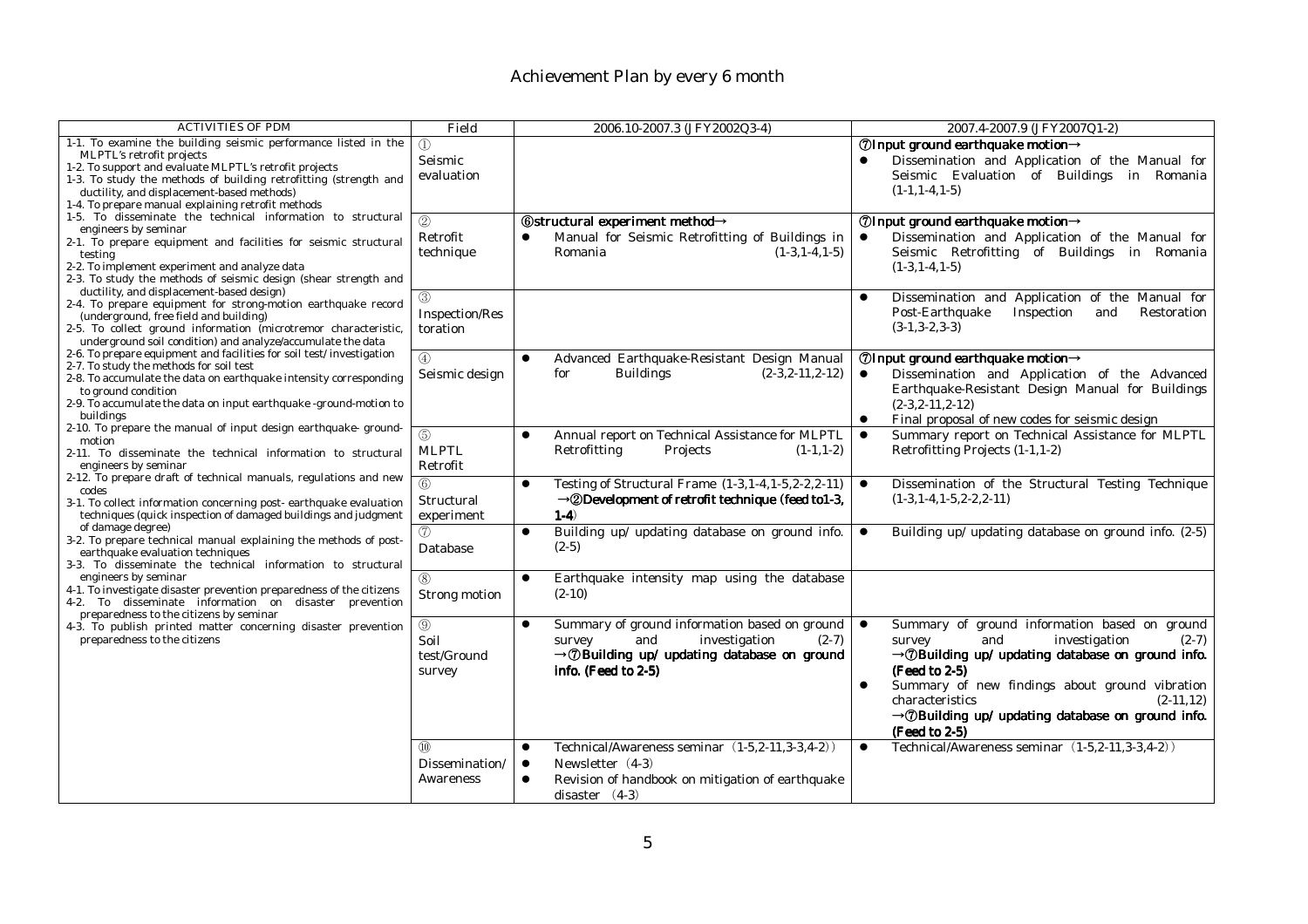# Achievement Plan by every 6 month

| ACTIVITIES OF PDM | Field | 2006.10-2007.3 (JFY2002Q3-4) | 2007.4-2007.9 (JFY2007Q1-2) |
|---|---|---|---|
| 1-1. To examine the building seismic performance listed in the MLPTL's retrofit projects<br>1-2. To support and evaluate MLPTL's retrofit projects<br>1-3. To study the methods of building retrofitting (strength and ductility, and displacement-based methods)<br>1-4. To prepare manual explaining retrofit methods<br>1-5. To disseminate the technical information to structural engineers by seminar<br>2-1. To prepare equipment and facilities for seismic structural testing<br>2-2. To implement experiment and analyze data<br>2-3. To study the methods of seismic design (shear strength and ductility, and displacement-based design)<br>2-4. To prepare equipment for strong-motion earthquake record (underground, free field and building)<br>2-5. To collect ground information (microtremor characteristic, underground soil condition) and analyze/accumulate the data<br>2-6. To prepare equipment and facilities for soil test/investigation<br>2-7. To study the methods for soil test<br>2-8. To accumulate the data on earthquake intensity corresponding to ground condition<br>2-9. To accumulate the data on input earthquake -ground-motion to buildings<br>2-10. To prepare the manual of input design earthquake- ground-motion<br>2-11. To disseminate the technical information to structural engineers by seminar<br>2-12. To prepare draft of technical manuals, regulations and new codes<br>3-1. To collect information concerning post- earthquake evaluation techniques (quick inspection of damaged buildings and judgment of damage degree)<br>3-2. To prepare technical manual explaining the methods of post-earthquake evaluation techniques<br>3-3. To disseminate the technical information to structural engineers by seminar<br>4-1. To investigate disaster prevention preparedness of the citizens<br>4-2. To disseminate information on disaster prevention preparedness to the citizens by seminar<br>4-3. To publish printed matter concerning disaster prevention preparedness to the citizens | ① Seismic evaluation | | **⑦Input ground earthquake motion→**<br>● Dissemination and Application of the Manual for Seismic Evaluation of Buildings in Romania (1-1,1-4,1-5) |
| | ② Retrofit technique | **⑥structural experiment method→**<br>● Manual for Seismic Retrofitting of Buildings in Romania (1-3,1-4,1-5) | **⑦Input ground earthquake motion→**<br>● Dissemination and Application of the Manual for Seismic Retrofitting of Buildings in Romania (1-3,1-4,1-5) |
| | ③ Inspection/Restoration | | ● Dissemination and Application of the Manual for Post-Earthquake Inspection and Restoration (3-1,3-2,3-3) |
| | ④ Seismic design | ● Advanced Earthquake-Resistant Design Manual for Buildings (2-3,2-11,2-12) | **⑦Input ground earthquake motion→**<br>● Dissemination and Application of the Advanced Earthquake-Resistant Design Manual for Buildings (2-3,2-11,2-12)<br>● Final proposal of new codes for seismic design |
| | ⑤ MLPTL Retrofit | ● Annual report on Technical Assistance for MLPTL Retrofitting Projects (1-1,1-2) | ● Summary report on Technical Assistance for MLPTL Retrofitting Projects (1-1,1-2) |
| | ⑥ Structural experiment | ● Testing of Structural Frame (1-3,1-4,1-5,2-2,2-11)<br>**→②Development of retrofit technique (feed to1-3, 1-4)** | ● Dissemination of the Structural Testing Technique (1-3,1-4,1-5,2-2,2-11) |
| | ⑦ Database | ● Building up/ updating database on ground info. (2-5) | ● Building up/ updating database on ground info. (2-5) |
| | ⑧ Strong motion | ● Earthquake intensity map using the database (2-10) | |
| | ⑨ Soil test/Ground survey | ● Summary of ground information based on ground survey and investigation (2-7)<br>**→⑦Building up/ updating database on ground info. (Feed to 2-5)** | ● Summary of ground information based on ground survey and investigation (2-7)<br>**→⑦Building up/ updating database on ground info. (Feed to 2-5)**<br>● Summary of new findings about ground vibration characteristics (2-11,12)<br>**→⑦Building up/ updating database on ground info. (Feed to 2-5)** |
| | ⑩ Dissemination/ Awareness | ● Technical/Awareness seminar（1-5,2-11,3-3,4-2)）<br>● Newsletter（4-3）<br>● Revision of handbook on mitigation of earthquake disaster（4-3） | ● Technical/Awareness seminar（1-5,2-11,3-3,4-2)） |